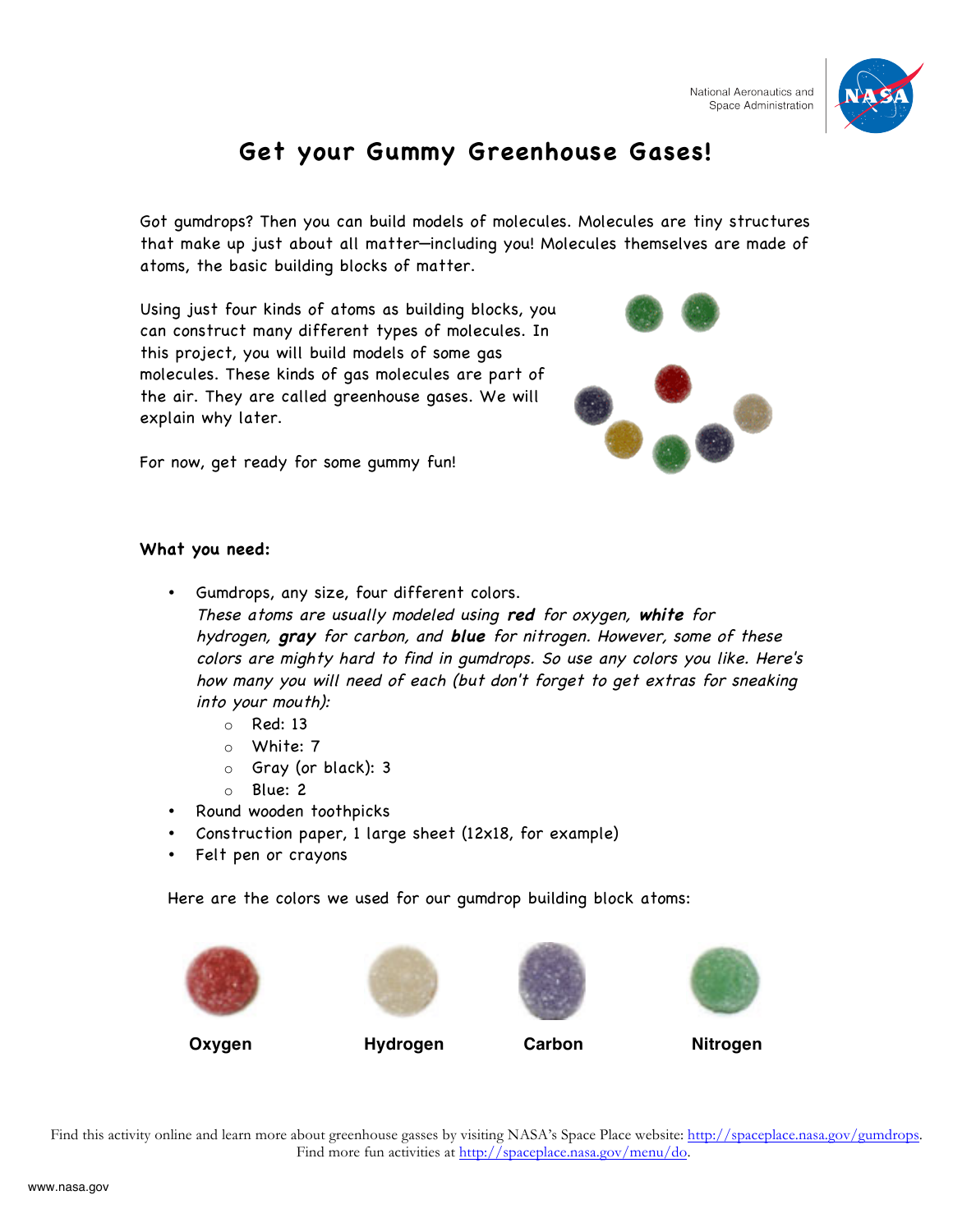# Get your Gummy Greenhouse Gases!

Got gumdrops? Then you can build models of molecules. Molecules are tiny structures that make up just about all matter—including you! Molecules themselves are made of atoms, the basic building blocks of matter.

Using just four kinds of atoms as building blocks, you can construct many different types of molecules. In this project, you will build models of some gas molecules. These kinds of gas molecules are part of the air. They are called greenhouse gases. We will explain why later.

For now, get ready for some gummy fun!

**What you need:**

- Gumdrops, any size, four different colors.
  *These atoms are usually modeled using* ***red*** *for oxygen,* ***white*** *for hydrogen,* ***gray*** *for carbon, and* ***blue*** *for nitrogen. However, some of these colors are mighty hard to find in gumdrops. So use any colors you like. Here's how many you will need of each (but don't forget to get extras for sneaking into your mouth):*
  - Red: 13
  - White: 7
  - Gray (or black): 3
  - Blue: 2
- Round wooden toothpicks
- Construction paper, 1 large sheet (12x18, for example)
- Felt pen or crayons

Here are the colors we used for our gumdrop building block atoms:

**Oxygen** **Hydrogen** **Carbon** **Nitrogen**

Find this activity online and learn more about greenhouse gasses by visiting NASA's Space Place website: http://spaceplace.nasa.gov/gumdrops.
Find more fun activities at http://spaceplace.nasa.gov/menu/do.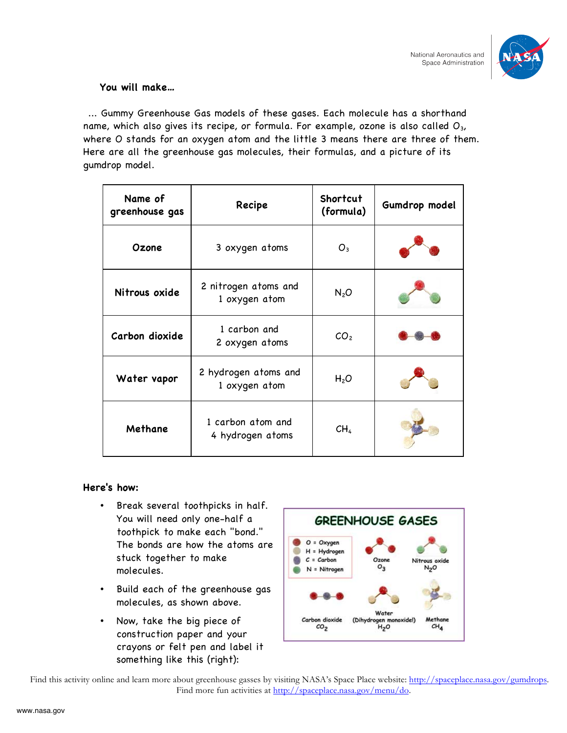**You will make…**

… Gummy Greenhouse Gas models of these gases. Each molecule has a shorthand name, which also gives its recipe, or formula. For example, ozone is also called $O_3$, where O stands for an oxygen atom and the little 3 means there are three of them. Here are all the greenhouse gas molecules, their formulas, and a picture of its gumdrop model.

| Name of greenhouse gas | Recipe | Shortcut (formula) | Gumdrop model |
|---|---|---|---|
| **Ozone** | 3 oxygen atoms | $O_3$ | |
| **Nitrous oxide** | 2 nitrogen atoms and 1 oxygen atom | $N_2O$ | |
| **Carbon dioxide** | 1 carbon and 2 oxygen atoms | $CO_2$ | |
| **Water vapor** | 2 hydrogen atoms and 1 oxygen atom | $H_2O$ | |
| **Methane** | 1 carbon atom and 4 hydrogen atoms | $CH_4$ | |

**Here's how:**

- Break several toothpicks in half. You will need only one-half a toothpick to make each "bond." The bonds are how the atoms are stuck together to make molecules.
- Build each of the greenhouse gas molecules, as shown above.
- Now, take the big piece of construction paper and your crayons or felt pen and label it something like this (right):

GREENHOUSE GASES

O = Oxygen
H = Hydrogen
C = Carbon
N = Nitrogen

Ozone $O_3$

Nitrous oxide $N_2O$

Carbon dioxide $CO_2$

Water (Dihydrogen monoxide!) $H_2O$

Methane $CH_4$

Find this activity online and learn more about greenhouse gasses by visiting NASA's Space Place website: http://spaceplace.nasa.gov/gumdrops.
Find more fun activities at http://spaceplace.nasa.gov/menu/do.